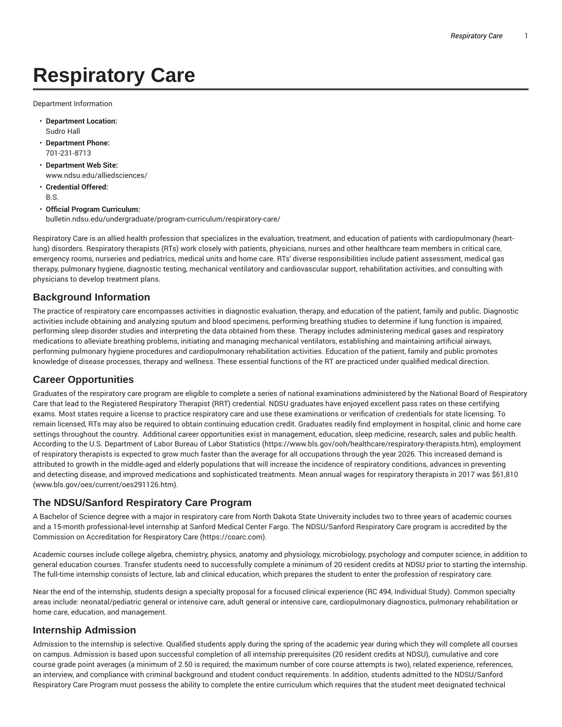# Respiratory Care

Department Information

- **Department Location:**
  Sudro Hall
- **Department Phone:**
  701-231-8713
- **Department Web Site:**
  www.ndsu.edu/alliedsciences/
- **Credential Offered:**
  B.S.
- **Official Program Curriculum:**
  bulletin.ndsu.edu/undergraduate/program-curriculum/respiratory-care/

Respiratory Care is an allied health profession that specializes in the evaluation, treatment, and education of patients with cardiopulmonary (heart-lung) disorders. Respiratory therapists (RTs) work closely with patients, physicians, nurses and other healthcare team members in critical care, emergency rooms, nurseries and pediatrics, medical units and home care. RTs' diverse responsibilities include patient assessment, medical gas therapy, pulmonary hygiene, diagnostic testing, mechanical ventilatory and cardiovascular support, rehabilitation activities, and consulting with physicians to develop treatment plans.

## Background Information

The practice of respiratory care encompasses activities in diagnostic evaluation, therapy, and education of the patient, family and public. Diagnostic activities include obtaining and analyzing sputum and blood specimens, performing breathing studies to determine if lung function is impaired, performing sleep disorder studies and interpreting the data obtained from these. Therapy includes administering medical gases and respiratory medications to alleviate breathing problems, initiating and managing mechanical ventilators, establishing and maintaining artificial airways, performing pulmonary hygiene procedures and cardiopulmonary rehabilitation activities. Education of the patient, family and public promotes knowledge of disease processes, therapy and wellness. These essential functions of the RT are practiced under qualified medical direction.

## Career Opportunities

Graduates of the respiratory care program are eligible to complete a series of national examinations administered by the National Board of Respiratory Care that lead to the Registered Respiratory Therapist (RRT) credential. NDSU graduates have enjoyed excellent pass rates on these certifying exams. Most states require a license to practice respiratory care and use these examinations or verification of credentials for state licensing. To remain licensed, RTs may also be required to obtain continuing education credit. Graduates readily find employment in hospital, clinic and home care settings throughout the country. Additional career opportunities exist in management, education, sleep medicine, research, sales and public health. According to the U.S. Department of Labor Bureau of Labor Statistics (https://www.bls.gov/ooh/healthcare/respiratory-therapists.htm), employment of respiratory therapists is expected to grow much faster than the average for all occupations through the year 2026. This increased demand is attributed to growth in the middle-aged and elderly populations that will increase the incidence of respiratory conditions, advances in preventing and detecting disease, and improved medications and sophisticated treatments. Mean annual wages for respiratory therapists in 2017 was $61,810 (www.bls.gov/oes/current/oes291126.htm).

## The NDSU/Sanford Respiratory Care Program

A Bachelor of Science degree with a major in respiratory care from North Dakota State University includes two to three years of academic courses and a 15-month professional-level internship at Sanford Medical Center Fargo. The NDSU/Sanford Respiratory Care program is accredited by the Commission on Accreditation for Respiratory Care (https://coarc.com).

Academic courses include college algebra, chemistry, physics, anatomy and physiology, microbiology, psychology and computer science, in addition to general education courses. Transfer students need to successfully complete a minimum of 20 resident credits at NDSU prior to starting the internship. The full-time internship consists of lecture, lab and clinical education, which prepares the student to enter the profession of respiratory care.

Near the end of the internship, students design a specialty proposal for a focused clinical experience (RC 494, Individual Study). Common specialty areas include: neonatal/pediatric general or intensive care, adult general or intensive care, cardiopulmonary diagnostics, pulmonary rehabilitation or home care, education, and management.

## Internship Admission

Admission to the internship is selective. Qualified students apply during the spring of the academic year during which they will complete all courses on campus. Admission is based upon successful completion of all internship prerequisites (20 resident credits at NDSU), cumulative and core course grade point averages (a minimum of 2.50 is required; the maximum number of core course attempts is two), related experience, references, an interview, and compliance with criminal background and student conduct requirements. In addition, students admitted to the NDSU/Sanford Respiratory Care Program must possess the ability to complete the entire curriculum which requires that the student meet designated technical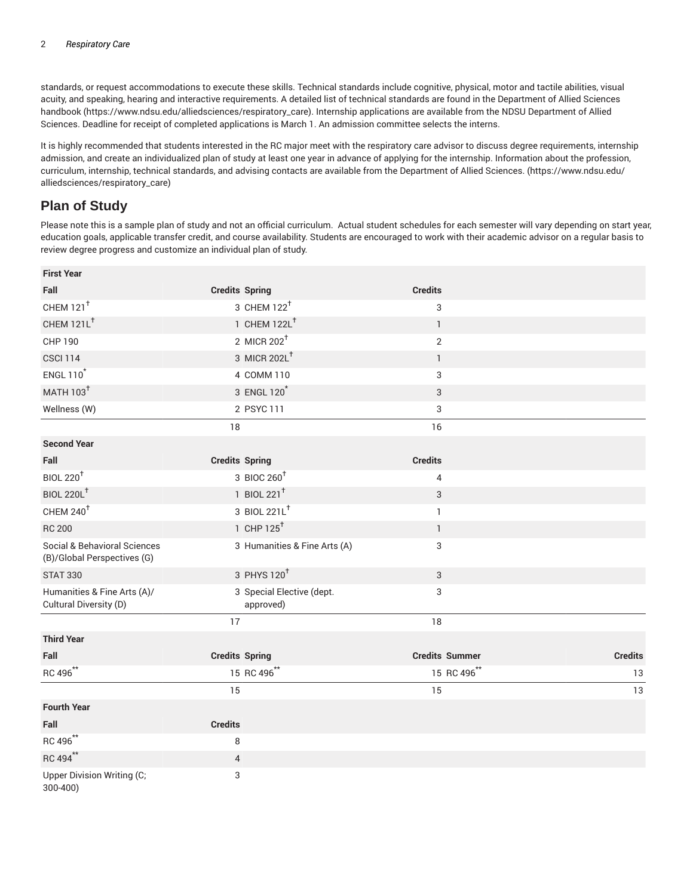standards, or request accommodations to execute these skills. Technical standards include cognitive, physical, motor and tactile abilities, visual acuity, and speaking, hearing and interactive requirements. A detailed list of technical standards are found in the Department of Allied Sciences handbook (https://www.ndsu.edu/alliedsciences/respiratory_care). Internship applications are available from the NDSU Department of Allied Sciences. Deadline for receipt of completed applications is March 1. An admission committee selects the interns.

It is highly recommended that students interested in the RC major meet with the respiratory care advisor to discuss degree requirements, internship admission, and create an individualized plan of study at least one year in advance of applying for the internship. Information about the profession, curriculum, internship, technical standards, and advising contacts are available from the Department of Allied Sciences. (https://www.ndsu.edu/alliedsciences/respiratory_care)

## Plan of Study

Please note this is a sample plan of study and not an official curriculum. Actual student schedules for each semester will vary depending on start year, education goals, applicable transfer credit, and course availability. Students are encouraged to work with their academic advisor on a regular basis to review degree progress and customize an individual plan of study.

| First Year | | | | | |
|---|---|---|---|---|---|
| Fall | Credits | Spring | Credits | | |
| CHEM 121† | 3 | CHEM 122† | 3 | | |
| CHEM 121L† | 1 | CHEM 122L† | 1 | | |
| CHP 190 | 2 | MICR 202† | 2 | | |
| CSCI 114 | 3 | MICR 202L† | 1 | | |
| ENGL 110* | 4 | COMM 110 | 3 | | |
| MATH 103† | 3 | ENGL 120* | 3 | | |
| Wellness (W) | 2 | PSYC 111 | 3 | | |
| | 18 | | 16 | | |
| **Second Year** | | | | | |
| Fall | Credits | Spring | Credits | | |
| BIOL 220† | 3 | BIOC 260† | 4 | | |
| BIOL 220L† | 1 | BIOL 221† | 3 | | |
| CHEM 240† | 3 | BIOL 221L† | 1 | | |
| RC 200 | 1 | CHP 125† | 1 | | |
| Social & Behavioral Sciences (B)/Global Perspectives (G) | 3 | Humanities & Fine Arts (A) | 3 | | |
| STAT 330 | 3 | PHYS 120† | 3 | | |
| Humanities & Fine Arts (A)/ Cultural Diversity (D) | 3 | Special Elective (dept. approved) | 3 | | |
| | 17 | | 18 | | |
| **Third Year** | | | | | |
| Fall | Credits | Spring | Credits | Summer | Credits |
| RC 496** | 15 | RC 496** | 15 | RC 496** | 13 |
| | 15 | | 15 | | 13 |
| **Fourth Year** | | | | | |
| Fall | Credits | | | | |
| RC 496** | 8 | | | | |
| RC 494** | 4 | | | | |
| Upper Division Writing (C; 300-400) | 3 | | | | |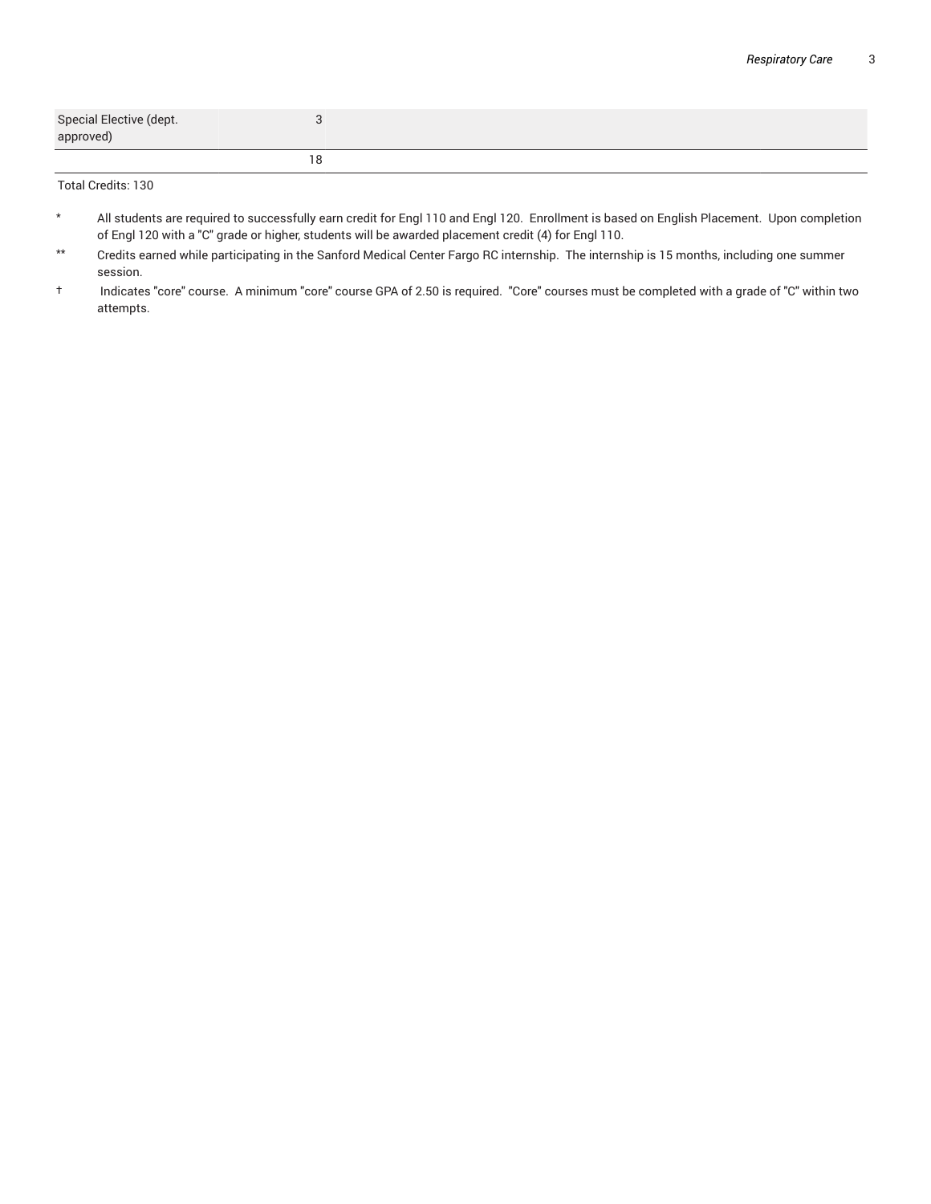| | | |
|---|---|---|
| Special Elective (dept. approved) | 3 | |
| | 18 | |

Total Credits: 130

\* All students are required to successfully earn credit for Engl 110 and Engl 120. Enrollment is based on English Placement. Upon completion of Engl 120 with a "C" grade or higher, students will be awarded placement credit (4) for Engl 110.

\*\* Credits earned while participating in the Sanford Medical Center Fargo RC internship. The internship is 15 months, including one summer session.

† Indicates "core" course. A minimum "core" course GPA of 2.50 is required. "Core" courses must be completed with a grade of "C" within two attempts.